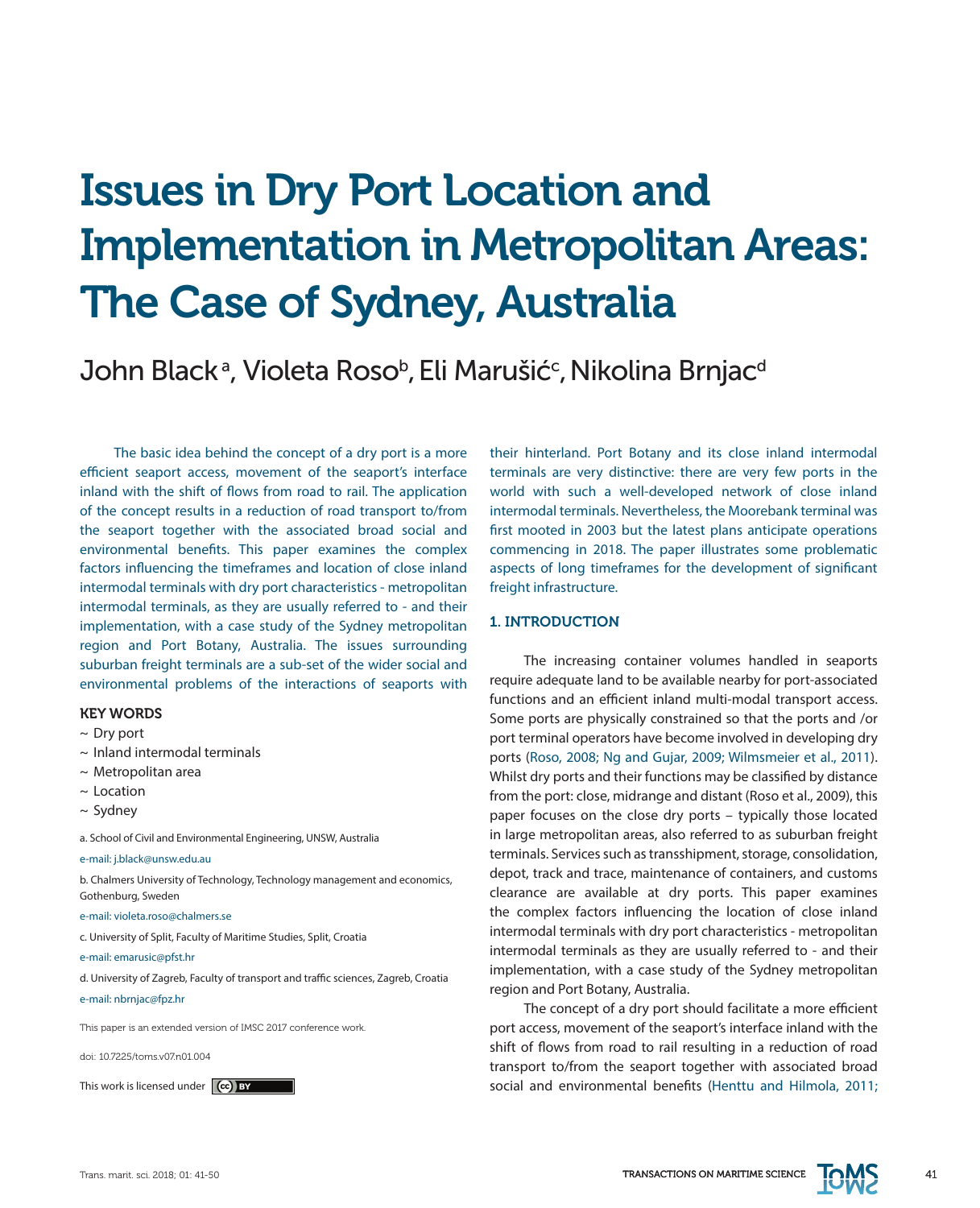# Issues in Dry Port Location and Implementation in Metropolitan Areas: The Case of Sydney, Australia

John Black[a], Violeta Roso[b], Eli Marušić[c], Nikolina Brnjac[d]

The basic idea behind the concept of a dry port is a more efficient seaport access, movement of the seaport's interface inland with the shift of flows from road to rail. The application of the concept results in a reduction of road transport to/from the seaport together with the associated broad social and environmental benefits. This paper examines the complex factors influencing the timeframes and location of close inland intermodal terminals with dry port characteristics - metropolitan intermodal terminals, as they are usually referred to - and their implementation, with a case study of the Sydney metropolitan region and Port Botany, Australia. The issues surrounding suburban freight terminals are a sub-set of the wider social and environmental problems of the interactions of seaports with their hinterland. Port Botany and its close inland intermodal terminals are very distinctive: there are very few ports in the world with such a well-developed network of close inland intermodal terminals. Nevertheless, the Moorebank terminal was first mooted in 2003 but the latest plans anticipate operations commencing in 2018. The paper illustrates some problematic aspects of long timeframes for the development of significant freight infrastructure.

**KEY WORDS**

~ Dry port
~ Inland intermodal terminals
~ Metropolitan area
~ Location
~ Sydney

a. School of Civil and Environmental Engineering, UNSW, Australia

e-mail: j.black@unsw.edu.au

b. Chalmers University of Technology, Technology management and economics, Gothenburg, Sweden

e-mail: violeta.roso@chalmers.se

c. University of Split, Faculty of Maritime Studies, Split, Croatia

e-mail: emarusic@pfst.hr

d. University of Zagreb, Faculty of transport and traffic sciences, Zagreb, Croatia

e-mail: nbrnjac@fpz.hr

This paper is an extended version of IMSC 2017 conference work.

doi: 10.7225/toms.v07.n01.004

This work is licensed under CC BY

## 1. INTRODUCTION

The increasing container volumes handled in seaports require adequate land to be available nearby for port-associated functions and an efficient inland multi-modal transport access. Some ports are physically constrained so that the ports and /or port terminal operators have become involved in developing dry ports (Roso, 2008; Ng and Gujar, 2009; Wilmsmeier et al., 2011). Whilst dry ports and their functions may be classified by distance from the port: close, midrange and distant (Roso et al., 2009), this paper focuses on the close dry ports – typically those located in large metropolitan areas, also referred to as suburban freight terminals. Services such as transshipment, storage, consolidation, depot, track and trace, maintenance of containers, and customs clearance are available at dry ports. This paper examines the complex factors influencing the location of close inland intermodal terminals with dry port characteristics - metropolitan intermodal terminals as they are usually referred to - and their implementation, with a case study of the Sydney metropolitan region and Port Botany, Australia.

The concept of a dry port should facilitate a more efficient port access, movement of the seaport's interface inland with the shift of flows from road to rail resulting in a reduction of road transport to/from the seaport together with associated broad social and environmental benefits (Henttu and Hilmola, 2011;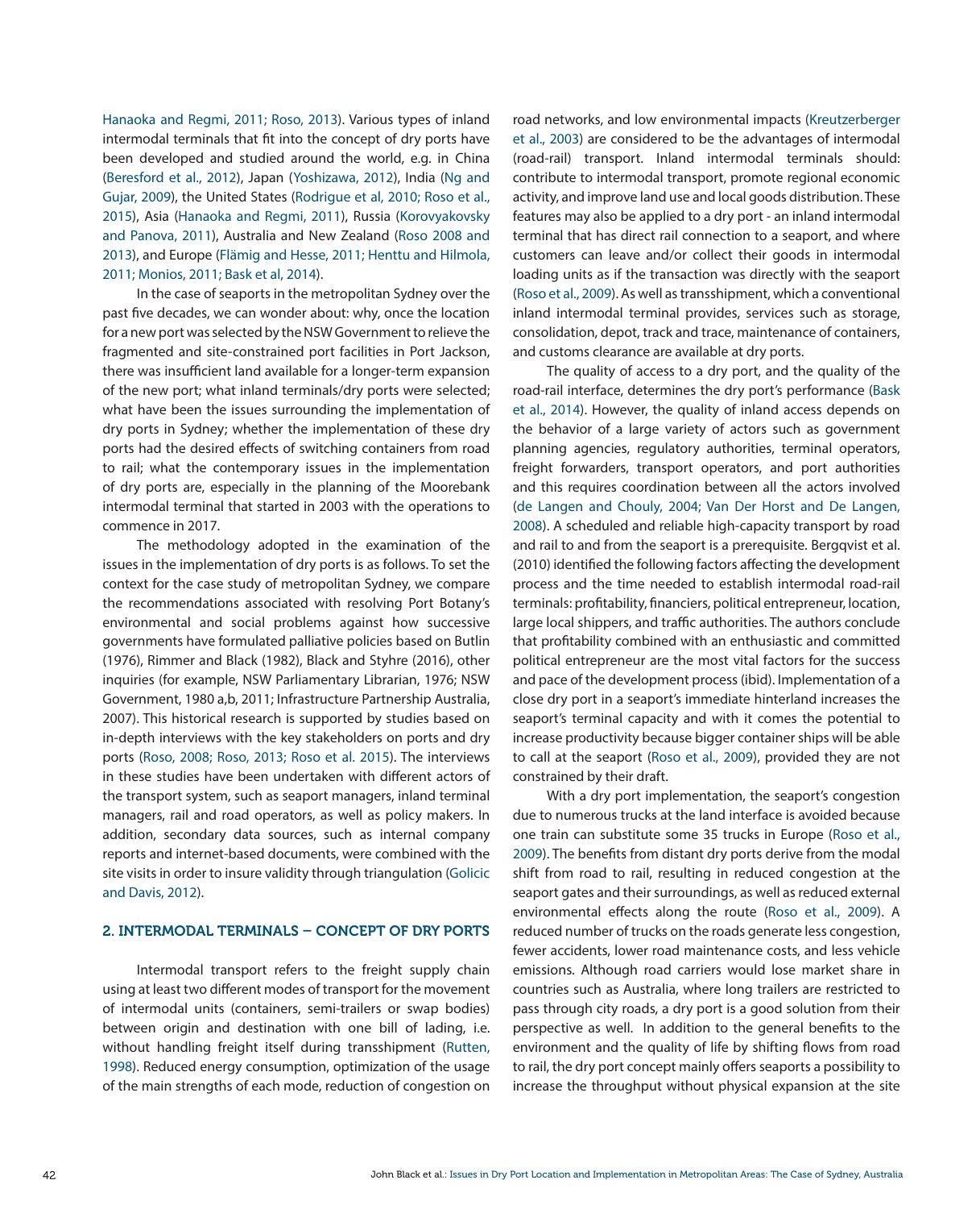Hanaoka and Regmi, 2011; Roso, 2013). Various types of inland intermodal terminals that fit into the concept of dry ports have been developed and studied around the world, e.g. in China (Beresford et al., 2012), Japan (Yoshizawa, 2012), India (Ng and Gujar, 2009), the United States (Rodrigue et al, 2010; Roso et al., 2015), Asia (Hanaoka and Regmi, 2011), Russia (Korovyakovsky and Panova, 2011), Australia and New Zealand (Roso 2008 and 2013), and Europe (Flämig and Hesse, 2011; Henttu and Hilmola, 2011; Monios, 2011; Bask et al, 2014).

In the case of seaports in the metropolitan Sydney over the past five decades, we can wonder about: why, once the location for a new port was selected by the NSW Government to relieve the fragmented and site-constrained port facilities in Port Jackson, there was insufficient land available for a longer-term expansion of the new port; what inland terminals/dry ports were selected; what have been the issues surrounding the implementation of dry ports in Sydney; whether the implementation of these dry ports had the desired effects of switching containers from road to rail; what the contemporary issues in the implementation of dry ports are, especially in the planning of the Moorebank intermodal terminal that started in 2003 with the operations to commence in 2017.

The methodology adopted in the examination of the issues in the implementation of dry ports is as follows. To set the context for the case study of metropolitan Sydney, we compare the recommendations associated with resolving Port Botany's environmental and social problems against how successive governments have formulated palliative policies based on Butlin (1976), Rimmer and Black (1982), Black and Styhre (2016), other inquiries (for example, NSW Parliamentary Librarian, 1976; NSW Government, 1980 a,b, 2011; Infrastructure Partnership Australia, 2007). This historical research is supported by studies based on in-depth interviews with the key stakeholders on ports and dry ports (Roso, 2008; Roso, 2013; Roso et al. 2015). The interviews in these studies have been undertaken with different actors of the transport system, such as seaport managers, inland terminal managers, rail and road operators, as well as policy makers. In addition, secondary data sources, such as internal company reports and internet-based documents, were combined with the site visits in order to insure validity through triangulation (Golicic and Davis, 2012).

## 2. INTERMODAL TERMINALS – CONCEPT OF DRY PORTS

Intermodal transport refers to the freight supply chain using at least two different modes of transport for the movement of intermodal units (containers, semi-trailers or swap bodies) between origin and destination with one bill of lading, i.e. without handling freight itself during transshipment (Rutten, 1998). Reduced energy consumption, optimization of the usage of the main strengths of each mode, reduction of congestion on road networks, and low environmental impacts (Kreutzberger et al., 2003) are considered to be the advantages of intermodal (road-rail) transport. Inland intermodal terminals should: contribute to intermodal transport, promote regional economic activity, and improve land use and local goods distribution. These features may also be applied to a dry port - an inland intermodal terminal that has direct rail connection to a seaport, and where customers can leave and/or collect their goods in intermodal loading units as if the transaction was directly with the seaport (Roso et al., 2009). As well as transshipment, which a conventional inland intermodal terminal provides, services such as storage, consolidation, depot, track and trace, maintenance of containers, and customs clearance are available at dry ports.

The quality of access to a dry port, and the quality of the road-rail interface, determines the dry port's performance (Bask et al., 2014). However, the quality of inland access depends on the behavior of a large variety of actors such as government planning agencies, regulatory authorities, terminal operators, freight forwarders, transport operators, and port authorities and this requires coordination between all the actors involved (de Langen and Chouly, 2004; Van Der Horst and De Langen, 2008). A scheduled and reliable high-capacity transport by road and rail to and from the seaport is a prerequisite. Bergqvist et al. (2010) identified the following factors affecting the development process and the time needed to establish intermodal road-rail terminals: profitability, financiers, political entrepreneur, location, large local shippers, and traffic authorities. The authors conclude that profitability combined with an enthusiastic and committed political entrepreneur are the most vital factors for the success and pace of the development process (ibid). Implementation of a close dry port in a seaport's immediate hinterland increases the seaport's terminal capacity and with it comes the potential to increase productivity because bigger container ships will be able to call at the seaport (Roso et al., 2009), provided they are not constrained by their draft.

With a dry port implementation, the seaport's congestion due to numerous trucks at the land interface is avoided because one train can substitute some 35 trucks in Europe (Roso et al., 2009). The benefits from distant dry ports derive from the modal shift from road to rail, resulting in reduced congestion at the seaport gates and their surroundings, as well as reduced external environmental effects along the route (Roso et al., 2009). A reduced number of trucks on the roads generate less congestion, fewer accidents, lower road maintenance costs, and less vehicle emissions. Although road carriers would lose market share in countries such as Australia, where long trailers are restricted to pass through city roads, a dry port is a good solution from their perspective as well. In addition to the general benefits to the environment and the quality of life by shifting flows from road to rail, the dry port concept mainly offers seaports a possibility to increase the throughput without physical expansion at the site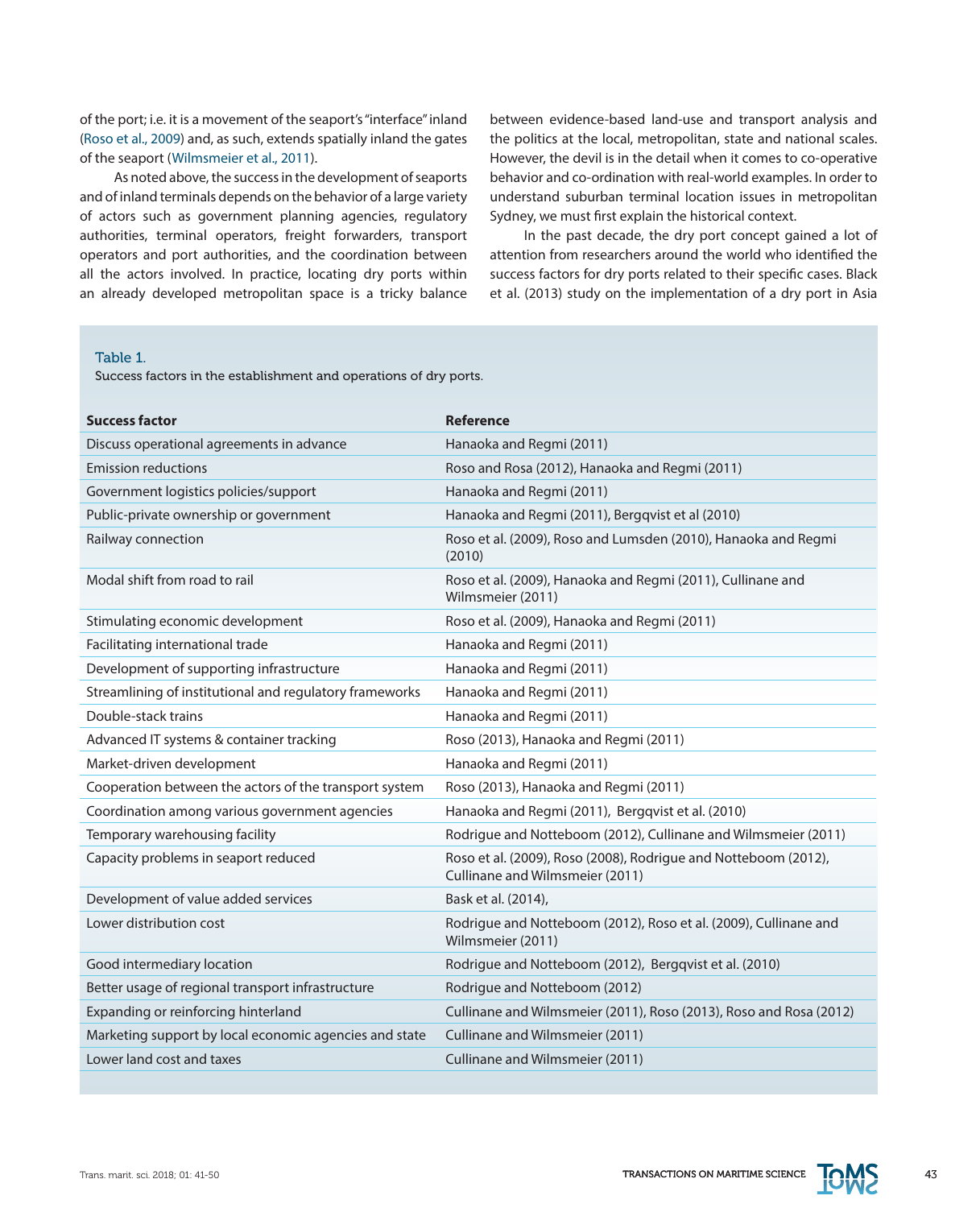of the port; i.e. it is a movement of the seaport's "interface" inland (Roso et al., 2009) and, as such, extends spatially inland the gates of the seaport (Wilmsmeier et al., 2011).

As noted above, the success in the development of seaports and of inland terminals depends on the behavior of a large variety of actors such as government planning agencies, regulatory authorities, terminal operators, freight forwarders, transport operators and port authorities, and the coordination between all the actors involved. In practice, locating dry ports within an already developed metropolitan space is a tricky balance between evidence-based land-use and transport analysis and the politics at the local, metropolitan, state and national scales. However, the devil is in the detail when it comes to co-operative behavior and co-ordination with real-world examples. In order to understand suburban terminal location issues in metropolitan Sydney, we must first explain the historical context.

In the past decade, the dry port concept gained a lot of attention from researchers around the world who identified the success factors for dry ports related to their specific cases. Black et al. (2013) study on the implementation of a dry port in Asia

Table 1.
Success factors in the establishment and operations of dry ports.

| Success factor | Reference |
|---|---|
| Discuss operational agreements in advance | Hanaoka and Regmi (2011) |
| Emission reductions | Roso and Rosa (2012), Hanaoka and Regmi (2011) |
| Government logistics policies/support | Hanaoka and Regmi (2011) |
| Public-private ownership or government | Hanaoka and Regmi (2011), Bergqvist et al (2010) |
| Railway connection | Roso et al. (2009), Roso and Lumsden (2010), Hanaoka and Regmi (2010) |
| Modal shift from road to rail | Roso et al. (2009), Hanaoka and Regmi (2011), Cullinane and Wilmsmeier (2011) |
| Stimulating economic development | Roso et al. (2009), Hanaoka and Regmi (2011) |
| Facilitating international trade | Hanaoka and Regmi (2011) |
| Development of supporting infrastructure | Hanaoka and Regmi (2011) |
| Streamlining of institutional and regulatory frameworks | Hanaoka and Regmi (2011) |
| Double-stack trains | Hanaoka and Regmi (2011) |
| Advanced IT systems & container tracking | Roso (2013), Hanaoka and Regmi (2011) |
| Market-driven development | Hanaoka and Regmi (2011) |
| Cooperation between the actors of the transport system | Roso (2013), Hanaoka and Regmi (2011) |
| Coordination among various government agencies | Hanaoka and Regmi (2011), Bergqvist et al. (2010) |
| Temporary warehousing facility | Rodrigue and Notteboom (2012), Cullinane and Wilmsmeier (2011) |
| Capacity problems in seaport reduced | Roso et al. (2009), Roso (2008), Rodrigue and Notteboom (2012), Cullinane and Wilmsmeier (2011) |
| Development of value added services | Bask et al. (2014), |
| Lower distribution cost | Rodrigue and Notteboom (2012), Roso et al. (2009), Cullinane and Wilmsmeier (2011) |
| Good intermediary location | Rodrigue and Notteboom (2012), Bergqvist et al. (2010) |
| Better usage of regional transport infrastructure | Rodrigue and Notteboom (2012) |
| Expanding or reinforcing hinterland | Cullinane and Wilmsmeier (2011), Roso (2013), Roso and Rosa (2012) |
| Marketing support by local economic agencies and state | Cullinane and Wilmsmeier (2011) |
| Lower land cost and taxes | Cullinane and Wilmsmeier (2011) |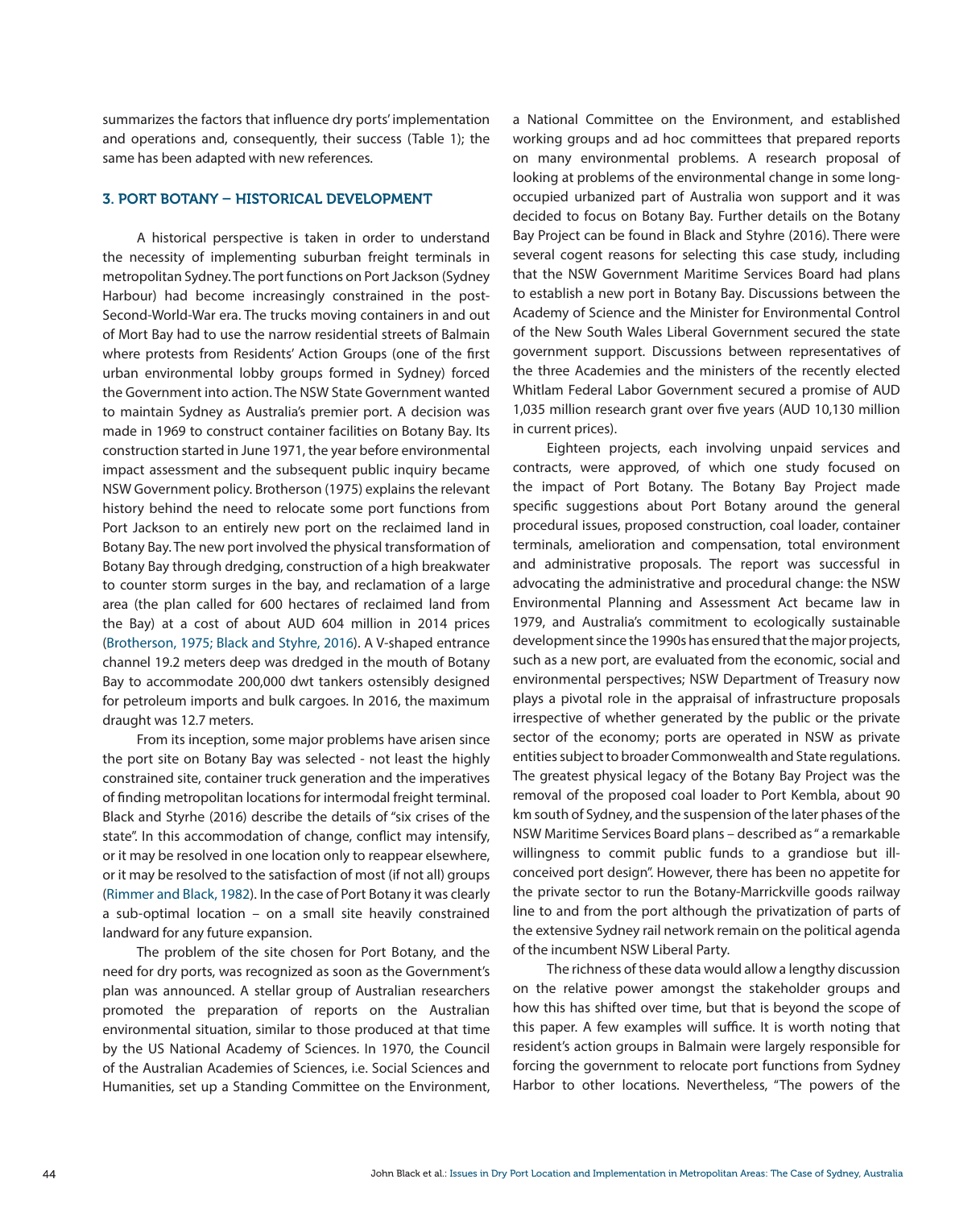summarizes the factors that influence dry ports' implementation and operations and, consequently, their success (Table 1); the same has been adapted with new references.

## 3. PORT BOTANY – HISTORICAL DEVELOPMENT

A historical perspective is taken in order to understand the necessity of implementing suburban freight terminals in metropolitan Sydney. The port functions on Port Jackson (Sydney Harbour) had become increasingly constrained in the post-Second-World-War era. The trucks moving containers in and out of Mort Bay had to use the narrow residential streets of Balmain where protests from Residents' Action Groups (one of the first urban environmental lobby groups formed in Sydney) forced the Government into action. The NSW State Government wanted to maintain Sydney as Australia's premier port. A decision was made in 1969 to construct container facilities on Botany Bay. Its construction started in June 1971, the year before environmental impact assessment and the subsequent public inquiry became NSW Government policy. Brotherson (1975) explains the relevant history behind the need to relocate some port functions from Port Jackson to an entirely new port on the reclaimed land in Botany Bay. The new port involved the physical transformation of Botany Bay through dredging, construction of a high breakwater to counter storm surges in the bay, and reclamation of a large area (the plan called for 600 hectares of reclaimed land from the Bay) at a cost of about AUD 604 million in 2014 prices (Brotherson, 1975; Black and Styhre, 2016). A V-shaped entrance channel 19.2 meters deep was dredged in the mouth of Botany Bay to accommodate 200,000 dwt tankers ostensibly designed for petroleum imports and bulk cargoes. In 2016, the maximum draught was 12.7 meters.

From its inception, some major problems have arisen since the port site on Botany Bay was selected - not least the highly constrained site, container truck generation and the imperatives of finding metropolitan locations for intermodal freight terminal. Black and Styrhe (2016) describe the details of "six crises of the state". In this accommodation of change, conflict may intensify, or it may be resolved in one location only to reappear elsewhere, or it may be resolved to the satisfaction of most (if not all) groups (Rimmer and Black, 1982). In the case of Port Botany it was clearly a sub-optimal location – on a small site heavily constrained landward for any future expansion.

The problem of the site chosen for Port Botany, and the need for dry ports, was recognized as soon as the Government's plan was announced. A stellar group of Australian researchers promoted the preparation of reports on the Australian environmental situation, similar to those produced at that time by the US National Academy of Sciences. In 1970, the Council of the Australian Academies of Sciences, i.e. Social Sciences and Humanities, set up a Standing Committee on the Environment, a National Committee on the Environment, and established working groups and ad hoc committees that prepared reports on many environmental problems. A research proposal of looking at problems of the environmental change in some long-occupied urbanized part of Australia won support and it was decided to focus on Botany Bay. Further details on the Botany Bay Project can be found in Black and Styhre (2016). There were several cogent reasons for selecting this case study, including that the NSW Government Maritime Services Board had plans to establish a new port in Botany Bay. Discussions between the Academy of Science and the Minister for Environmental Control of the New South Wales Liberal Government secured the state government support. Discussions between representatives of the three Academies and the ministers of the recently elected Whitlam Federal Labor Government secured a promise of AUD 1,035 million research grant over five years (AUD 10,130 million in current prices).

Eighteen projects, each involving unpaid services and contracts, were approved, of which one study focused on the impact of Port Botany. The Botany Bay Project made specific suggestions about Port Botany around the general procedural issues, proposed construction, coal loader, container terminals, amelioration and compensation, total environment and administrative proposals. The report was successful in advocating the administrative and procedural change: the NSW Environmental Planning and Assessment Act became law in 1979, and Australia's commitment to ecologically sustainable development since the 1990s has ensured that the major projects, such as a new port, are evaluated from the economic, social and environmental perspectives; NSW Department of Treasury now plays a pivotal role in the appraisal of infrastructure proposals irrespective of whether generated by the public or the private sector of the economy; ports are operated in NSW as private entities subject to broader Commonwealth and State regulations. The greatest physical legacy of the Botany Bay Project was the removal of the proposed coal loader to Port Kembla, about 90 km south of Sydney, and the suspension of the later phases of the NSW Maritime Services Board plans – described as " a remarkable willingness to commit public funds to a grandiose but ill-conceived port design". However, there has been no appetite for the private sector to run the Botany-Marrickville goods railway line to and from the port although the privatization of parts of the extensive Sydney rail network remain on the political agenda of the incumbent NSW Liberal Party.

The richness of these data would allow a lengthy discussion on the relative power amongst the stakeholder groups and how this has shifted over time, but that is beyond the scope of this paper. A few examples will suffice. It is worth noting that resident's action groups in Balmain were largely responsible for forcing the government to relocate port functions from Sydney Harbor to other locations. Nevertheless, "The powers of the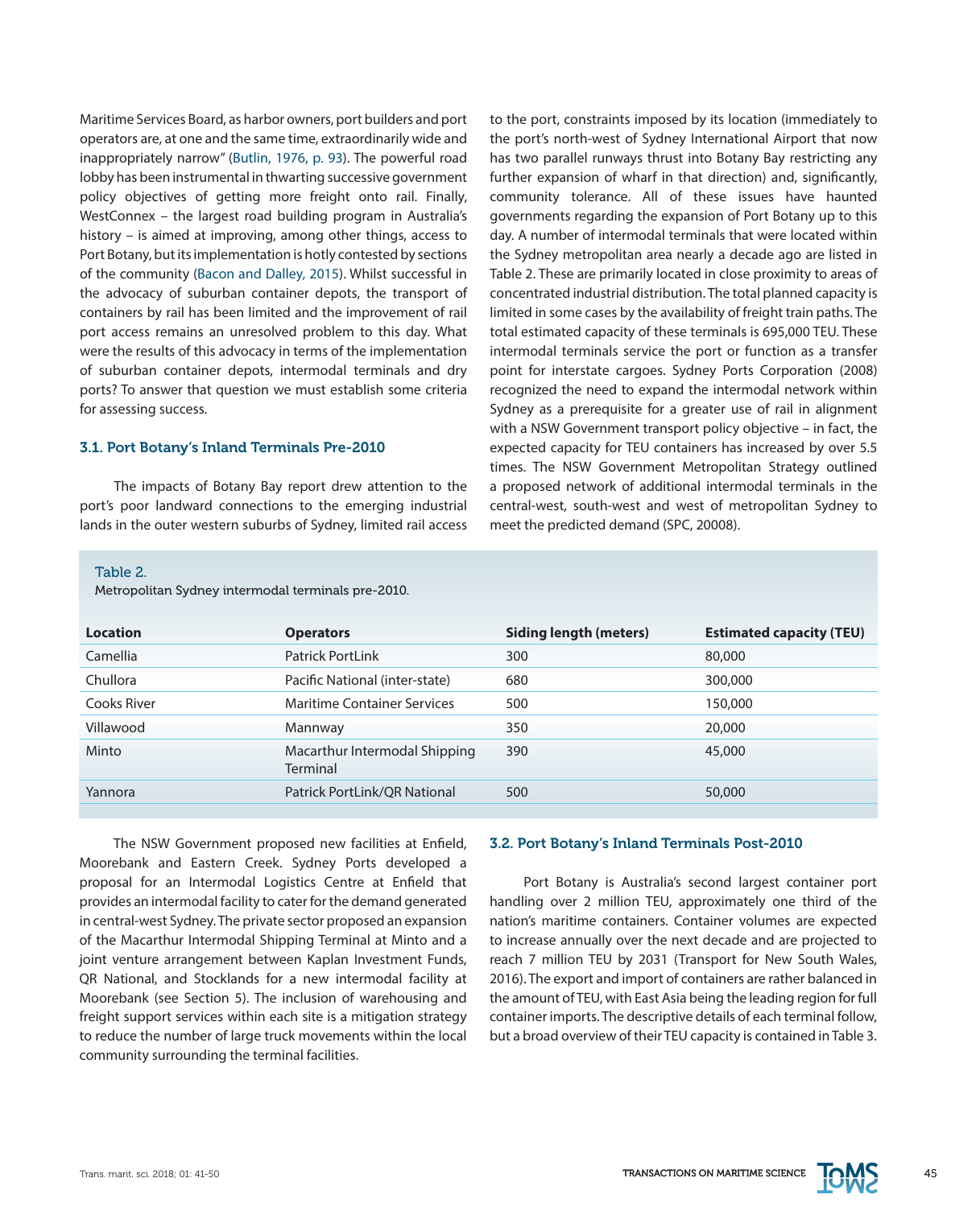Maritime Services Board, as harbor owners, port builders and port operators are, at one and the same time, extraordinarily wide and inappropriately narrow" (Butlin, 1976, p. 93). The powerful road lobby has been instrumental in thwarting successive government policy objectives of getting more freight onto rail. Finally, WestConnex – the largest road building program in Australia's history – is aimed at improving, among other things, access to Port Botany, but its implementation is hotly contested by sections of the community (Bacon and Dalley, 2015). Whilst successful in the advocacy of suburban container depots, the transport of containers by rail has been limited and the improvement of rail port access remains an unresolved problem to this day. What were the results of this advocacy in terms of the implementation of suburban container depots, intermodal terminals and dry ports? To answer that question we must establish some criteria for assessing success.

### 3.1. Port Botany's Inland Terminals Pre-2010

The impacts of Botany Bay report drew attention to the port's poor landward connections to the emerging industrial lands in the outer western suburbs of Sydney, limited rail access to the port, constraints imposed by its location (immediately to the port's north-west of Sydney International Airport that now has two parallel runways thrust into Botany Bay restricting any further expansion of wharf in that direction) and, significantly, community tolerance. All of these issues have haunted governments regarding the expansion of Port Botany up to this day. A number of intermodal terminals that were located within the Sydney metropolitan area nearly a decade ago are listed in Table 2. These are primarily located in close proximity to areas of concentrated industrial distribution. The total planned capacity is limited in some cases by the availability of freight train paths. The total estimated capacity of these terminals is 695,000 TEU. These intermodal terminals service the port or function as a transfer point for interstate cargoes. Sydney Ports Corporation (2008) recognized the need to expand the intermodal network within Sydney as a prerequisite for a greater use of rail in alignment with a NSW Government transport policy objective – in fact, the expected capacity for TEU containers has increased by over 5.5 times. The NSW Government Metropolitan Strategy outlined a proposed network of additional intermodal terminals in the central-west, south-west and west of metropolitan Sydney to meet the predicted demand (SPC, 20008).

Table 2.
Metropolitan Sydney intermodal terminals pre-2010.

| Location | Operators | Siding length (meters) | Estimated capacity (TEU) |
|---|---|---|---|
| Camellia | Patrick PortLink | 300 | 80,000 |
| Chullora | Pacific National (inter-state) | 680 | 300,000 |
| Cooks River | Maritime Container Services | 500 | 150,000 |
| Villawood | Mannway | 350 | 20,000 |
| Minto | Macarthur Intermodal Shipping Terminal | 390 | 45,000 |
| Yannora | Patrick PortLink/QR National | 500 | 50,000 |

The NSW Government proposed new facilities at Enfield, Moorebank and Eastern Creek. Sydney Ports developed a proposal for an Intermodal Logistics Centre at Enfield that provides an intermodal facility to cater for the demand generated in central-west Sydney. The private sector proposed an expansion of the Macarthur Intermodal Shipping Terminal at Minto and a joint venture arrangement between Kaplan Investment Funds, QR National, and Stocklands for a new intermodal facility at Moorebank (see Section 5). The inclusion of warehousing and freight support services within each site is a mitigation strategy to reduce the number of large truck movements within the local community surrounding the terminal facilities.

### 3.2. Port Botany's Inland Terminals Post-2010

Port Botany is Australia's second largest container port handling over 2 million TEU, approximately one third of the nation's maritime containers. Container volumes are expected to increase annually over the next decade and are projected to reach 7 million TEU by 2031 (Transport for New South Wales, 2016). The export and import of containers are rather balanced in the amount of TEU, with East Asia being the leading region for full container imports. The descriptive details of each terminal follow, but a broad overview of their TEU capacity is contained in Table 3.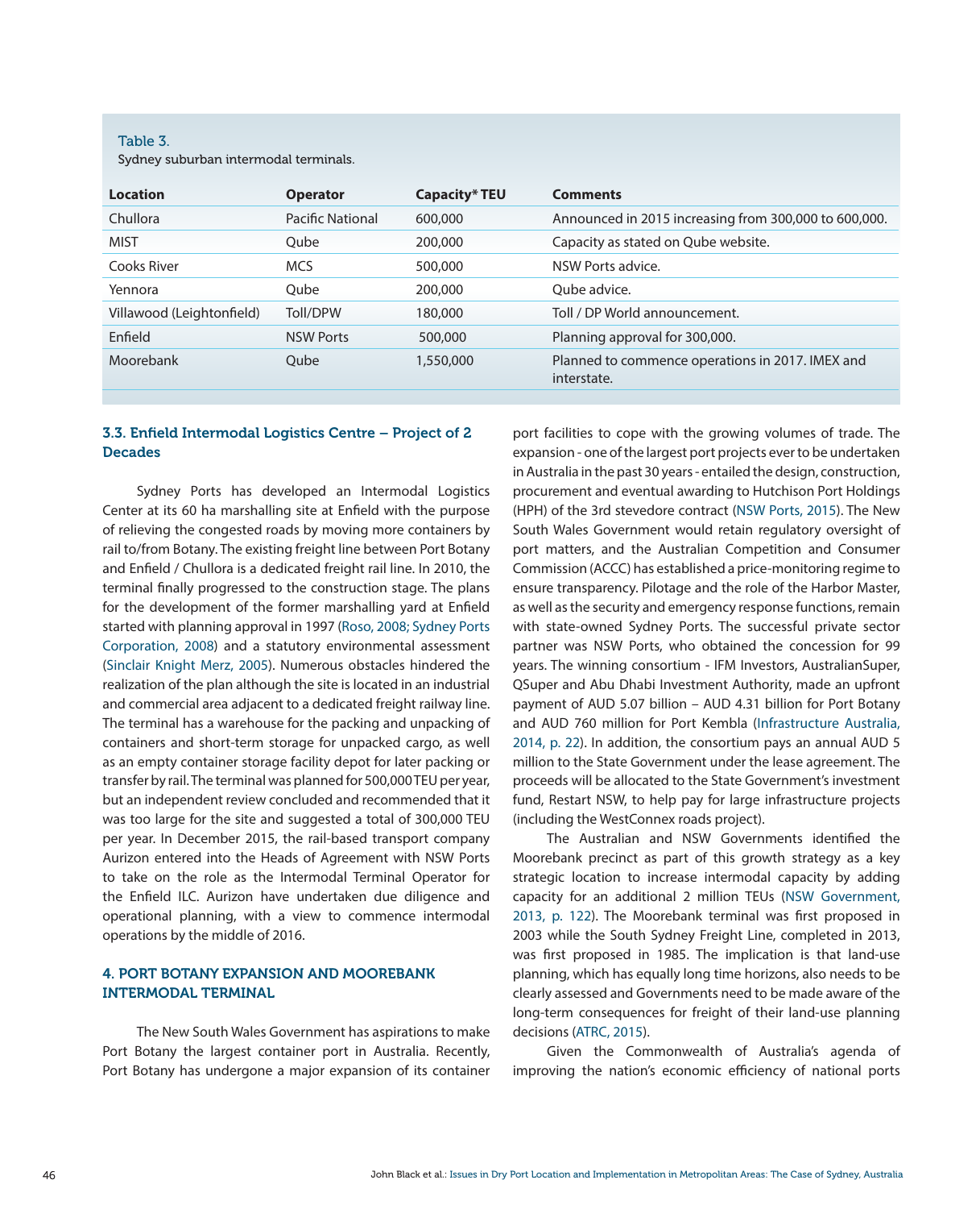Table 3.
Sydney suburban intermodal terminals.

| Location | Operator | Capacity* TEU | Comments |
|---|---|---|---|
| Chullora | Pacific National | 600,000 | Announced in 2015 increasing from 300,000 to 600,000. |
| MIST | Qube | 200,000 | Capacity as stated on Qube website. |
| Cooks River | MCS | 500,000 | NSW Ports advice. |
| Yennora | Qube | 200,000 | Qube advice. |
| Villawood (Leightonfield) | Toll/DPW | 180,000 | Toll / DP World announcement. |
| Enfield | NSW Ports | 500,000 | Planning approval for 300,000. |
| Moorebank | Qube | 1,550,000 | Planned to commence operations in 2017. IMEX and interstate. |

### 3.3. Enfield Intermodal Logistics Centre – Project of 2 Decades

Sydney Ports has developed an Intermodal Logistics Center at its 60 ha marshalling site at Enfield with the purpose of relieving the congested roads by moving more containers by rail to/from Botany. The existing freight line between Port Botany and Enfield / Chullora is a dedicated freight rail line. In 2010, the terminal finally progressed to the construction stage. The plans for the development of the former marshalling yard at Enfield started with planning approval in 1997 (Roso, 2008; Sydney Ports Corporation, 2008) and a statutory environmental assessment (Sinclair Knight Merz, 2005). Numerous obstacles hindered the realization of the plan although the site is located in an industrial and commercial area adjacent to a dedicated freight railway line. The terminal has a warehouse for the packing and unpacking of containers and short-term storage for unpacked cargo, as well as an empty container storage facility depot for later packing or transfer by rail. The terminal was planned for 500,000 TEU per year, but an independent review concluded and recommended that it was too large for the site and suggested a total of 300,000 TEU per year. In December 2015, the rail-based transport company Aurizon entered into the Heads of Agreement with NSW Ports to take on the role as the Intermodal Terminal Operator for the Enfield ILC. Aurizon have undertaken due diligence and operational planning, with a view to commence intermodal operations by the middle of 2016.

## 4. PORT BOTANY EXPANSION AND MOOREBANK INTERMODAL TERMINAL

The New South Wales Government has aspirations to make Port Botany the largest container port in Australia. Recently, Port Botany has undergone a major expansion of its container port facilities to cope with the growing volumes of trade. The expansion - one of the largest port projects ever to be undertaken in Australia in the past 30 years - entailed the design, construction, procurement and eventual awarding to Hutchison Port Holdings (HPH) of the 3rd stevedore contract (NSW Ports, 2015). The New South Wales Government would retain regulatory oversight of port matters, and the Australian Competition and Consumer Commission (ACCC) has established a price-monitoring regime to ensure transparency. Pilotage and the role of the Harbor Master, as well as the security and emergency response functions, remain with state-owned Sydney Ports. The successful private sector partner was NSW Ports, who obtained the concession for 99 years. The winning consortium - IFM Investors, AustralianSuper, QSuper and Abu Dhabi Investment Authority, made an upfront payment of AUD 5.07 billion – AUD 4.31 billion for Port Botany and AUD 760 million for Port Kembla (Infrastructure Australia, 2014, p. 22). In addition, the consortium pays an annual AUD 5 million to the State Government under the lease agreement. The proceeds will be allocated to the State Government's investment fund, Restart NSW, to help pay for large infrastructure projects (including the WestConnex roads project).

The Australian and NSW Governments identified the Moorebank precinct as part of this growth strategy as a key strategic location to increase intermodal capacity by adding capacity for an additional 2 million TEUs (NSW Government, 2013, p. 122). The Moorebank terminal was first proposed in 2003 while the South Sydney Freight Line, completed in 2013, was first proposed in 1985. The implication is that land-use planning, which has equally long time horizons, also needs to be clearly assessed and Governments need to be made aware of the long-term consequences for freight of their land-use planning decisions (ATRC, 2015).

Given the Commonwealth of Australia's agenda of improving the nation's economic efficiency of national ports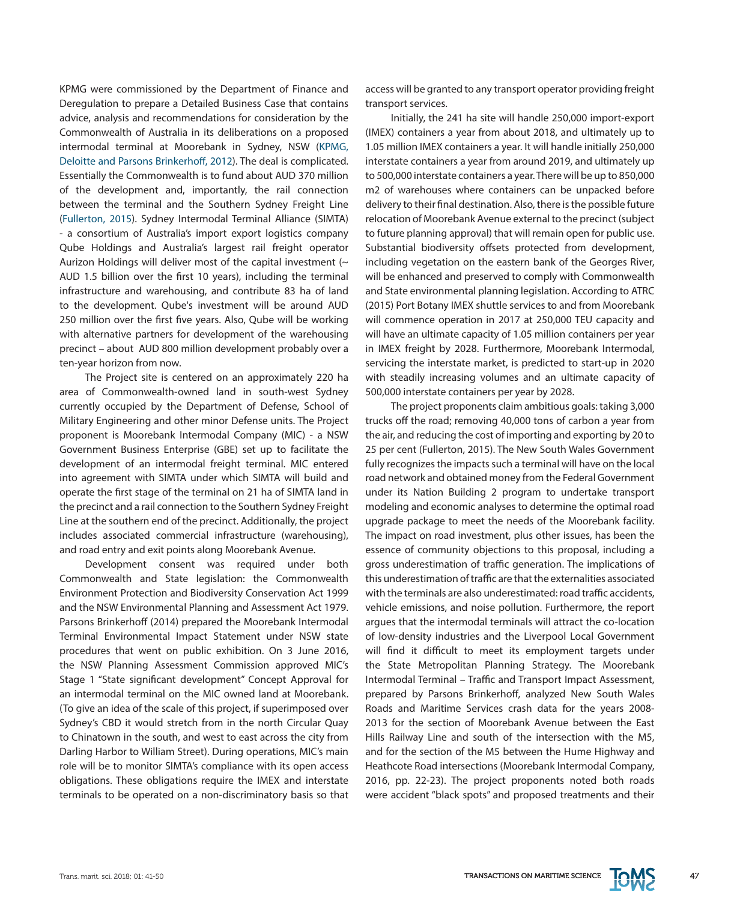KPMG were commissioned by the Department of Finance and Deregulation to prepare a Detailed Business Case that contains advice, analysis and recommendations for consideration by the Commonwealth of Australia in its deliberations on a proposed intermodal terminal at Moorebank in Sydney, NSW (KPMG, Deloitte and Parsons Brinkerhoff, 2012). The deal is complicated. Essentially the Commonwealth is to fund about AUD 370 million of the development and, importantly, the rail connection between the terminal and the Southern Sydney Freight Line (Fullerton, 2015). Sydney Intermodal Terminal Alliance (SIMTA) - a consortium of Australia's import export logistics company Qube Holdings and Australia's largest rail freight operator Aurizon Holdings will deliver most of the capital investment (~ AUD 1.5 billion over the first 10 years), including the terminal infrastructure and warehousing, and contribute 83 ha of land to the development. Qube's investment will be around AUD 250 million over the first five years. Also, Qube will be working with alternative partners for development of the warehousing precinct – about AUD 800 million development probably over a ten-year horizon from now.

The Project site is centered on an approximately 220 ha area of Commonwealth-owned land in south-west Sydney currently occupied by the Department of Defense, School of Military Engineering and other minor Defense units. The Project proponent is Moorebank Intermodal Company (MIC) - a NSW Government Business Enterprise (GBE) set up to facilitate the development of an intermodal freight terminal. MIC entered into agreement with SIMTA under which SIMTA will build and operate the first stage of the terminal on 21 ha of SIMTA land in the precinct and a rail connection to the Southern Sydney Freight Line at the southern end of the precinct. Additionally, the project includes associated commercial infrastructure (warehousing), and road entry and exit points along Moorebank Avenue.

Development consent was required under both Commonwealth and State legislation: the Commonwealth Environment Protection and Biodiversity Conservation Act 1999 and the NSW Environmental Planning and Assessment Act 1979. Parsons Brinkerhoff (2014) prepared the Moorebank Intermodal Terminal Environmental Impact Statement under NSW state procedures that went on public exhibition. On 3 June 2016, the NSW Planning Assessment Commission approved MIC's Stage 1 "State significant development" Concept Approval for an intermodal terminal on the MIC owned land at Moorebank. (To give an idea of the scale of this project, if superimposed over Sydney's CBD it would stretch from in the north Circular Quay to Chinatown in the south, and west to east across the city from Darling Harbor to William Street). During operations, MIC's main role will be to monitor SIMTA's compliance with its open access obligations. These obligations require the IMEX and interstate terminals to be operated on a non-discriminatory basis so that access will be granted to any transport operator providing freight transport services.

Initially, the 241 ha site will handle 250,000 import-export (IMEX) containers a year from about 2018, and ultimately up to 1.05 million IMEX containers a year. It will handle initially 250,000 interstate containers a year from around 2019, and ultimately up to 500,000 interstate containers a year. There will be up to 850,000 m2 of warehouses where containers can be unpacked before delivery to their final destination. Also, there is the possible future relocation of Moorebank Avenue external to the precinct (subject to future planning approval) that will remain open for public use. Substantial biodiversity offsets protected from development, including vegetation on the eastern bank of the Georges River, will be enhanced and preserved to comply with Commonwealth and State environmental planning legislation. According to ATRC (2015) Port Botany IMEX shuttle services to and from Moorebank will commence operation in 2017 at 250,000 TEU capacity and will have an ultimate capacity of 1.05 million containers per year in IMEX freight by 2028. Furthermore, Moorebank Intermodal, servicing the interstate market, is predicted to start-up in 2020 with steadily increasing volumes and an ultimate capacity of 500,000 interstate containers per year by 2028.

The project proponents claim ambitious goals: taking 3,000 trucks off the road; removing 40,000 tons of carbon a year from the air, and reducing the cost of importing and exporting by 20 to 25 per cent (Fullerton, 2015). The New South Wales Government fully recognizes the impacts such a terminal will have on the local road network and obtained money from the Federal Government under its Nation Building 2 program to undertake transport modeling and economic analyses to determine the optimal road upgrade package to meet the needs of the Moorebank facility. The impact on road investment, plus other issues, has been the essence of community objections to this proposal, including a gross underestimation of traffic generation. The implications of this underestimation of traffic are that the externalities associated with the terminals are also underestimated: road traffic accidents, vehicle emissions, and noise pollution. Furthermore, the report argues that the intermodal terminals will attract the co-location of low-density industries and the Liverpool Local Government will find it difficult to meet its employment targets under the State Metropolitan Planning Strategy. The Moorebank Intermodal Terminal – Traffic and Transport Impact Assessment, prepared by Parsons Brinkerhoff, analyzed New South Wales Roads and Maritime Services crash data for the years 2008-2013 for the section of Moorebank Avenue between the East Hills Railway Line and south of the intersection with the M5, and for the section of the M5 between the Hume Highway and Heathcote Road intersections (Moorebank Intermodal Company, 2016, pp. 22-23). The project proponents noted both roads were accident "black spots" and proposed treatments and their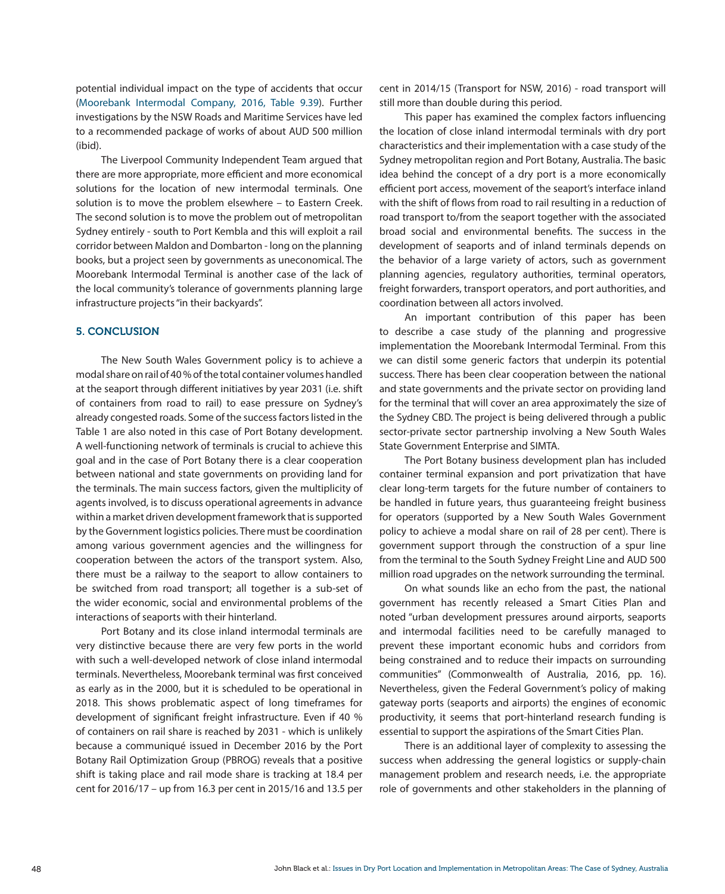potential individual impact on the type of accidents that occur (Moorebank Intermodal Company, 2016, Table 9.39). Further investigations by the NSW Roads and Maritime Services have led to a recommended package of works of about AUD 500 million (ibid).

The Liverpool Community Independent Team argued that there are more appropriate, more efficient and more economical solutions for the location of new intermodal terminals. One solution is to move the problem elsewhere – to Eastern Creek. The second solution is to move the problem out of metropolitan Sydney entirely - south to Port Kembla and this will exploit a rail corridor between Maldon and Dombarton - long on the planning books, but a project seen by governments as uneconomical. The Moorebank Intermodal Terminal is another case of the lack of the local community's tolerance of governments planning large infrastructure projects "in their backyards".

## 5. CONCLUSION

The New South Wales Government policy is to achieve a modal share on rail of 40 % of the total container volumes handled at the seaport through different initiatives by year 2031 (i.e. shift of containers from road to rail) to ease pressure on Sydney's already congested roads. Some of the success factors listed in the Table 1 are also noted in this case of Port Botany development. A well-functioning network of terminals is crucial to achieve this goal and in the case of Port Botany there is a clear cooperation between national and state governments on providing land for the terminals. The main success factors, given the multiplicity of agents involved, is to discuss operational agreements in advance within a market driven development framework that is supported by the Government logistics policies. There must be coordination among various government agencies and the willingness for cooperation between the actors of the transport system. Also, there must be a railway to the seaport to allow containers to be switched from road transport; all together is a sub-set of the wider economic, social and environmental problems of the interactions of seaports with their hinterland.

Port Botany and its close inland intermodal terminals are very distinctive because there are very few ports in the world with such a well-developed network of close inland intermodal terminals. Nevertheless, Moorebank terminal was first conceived as early as in the 2000, but it is scheduled to be operational in 2018. This shows problematic aspect of long timeframes for development of significant freight infrastructure. Even if 40 % of containers on rail share is reached by 2031 - which is unlikely because a communiqué issued in December 2016 by the Port Botany Rail Optimization Group (PBROG) reveals that a positive shift is taking place and rail mode share is tracking at 18.4 per cent for 2016/17 – up from 16.3 per cent in 2015/16 and 13.5 per cent in 2014/15 (Transport for NSW, 2016) - road transport will still more than double during this period.

This paper has examined the complex factors influencing the location of close inland intermodal terminals with dry port characteristics and their implementation with a case study of the Sydney metropolitan region and Port Botany, Australia. The basic idea behind the concept of a dry port is a more economically efficient port access, movement of the seaport's interface inland with the shift of flows from road to rail resulting in a reduction of road transport to/from the seaport together with the associated broad social and environmental benefits. The success in the development of seaports and of inland terminals depends on the behavior of a large variety of actors, such as government planning agencies, regulatory authorities, terminal operators, freight forwarders, transport operators, and port authorities, and coordination between all actors involved.

An important contribution of this paper has been to describe a case study of the planning and progressive implementation the Moorebank Intermodal Terminal. From this we can distil some generic factors that underpin its potential success. There has been clear cooperation between the national and state governments and the private sector on providing land for the terminal that will cover an area approximately the size of the Sydney CBD. The project is being delivered through a public sector-private sector partnership involving a New South Wales State Government Enterprise and SIMTA.

The Port Botany business development plan has included container terminal expansion and port privatization that have clear long-term targets for the future number of containers to be handled in future years, thus guaranteeing freight business for operators (supported by a New South Wales Government policy to achieve a modal share on rail of 28 per cent). There is government support through the construction of a spur line from the terminal to the South Sydney Freight Line and AUD 500 million road upgrades on the network surrounding the terminal.

On what sounds like an echo from the past, the national government has recently released a Smart Cities Plan and noted "urban development pressures around airports, seaports and intermodal facilities need to be carefully managed to prevent these important economic hubs and corridors from being constrained and to reduce their impacts on surrounding communities" (Commonwealth of Australia, 2016, pp. 16). Nevertheless, given the Federal Government's policy of making gateway ports (seaports and airports) the engines of economic productivity, it seems that port-hinterland research funding is essential to support the aspirations of the Smart Cities Plan.

There is an additional layer of complexity to assessing the success when addressing the general logistics or supply-chain management problem and research needs, i.e. the appropriate role of governments and other stakeholders in the planning of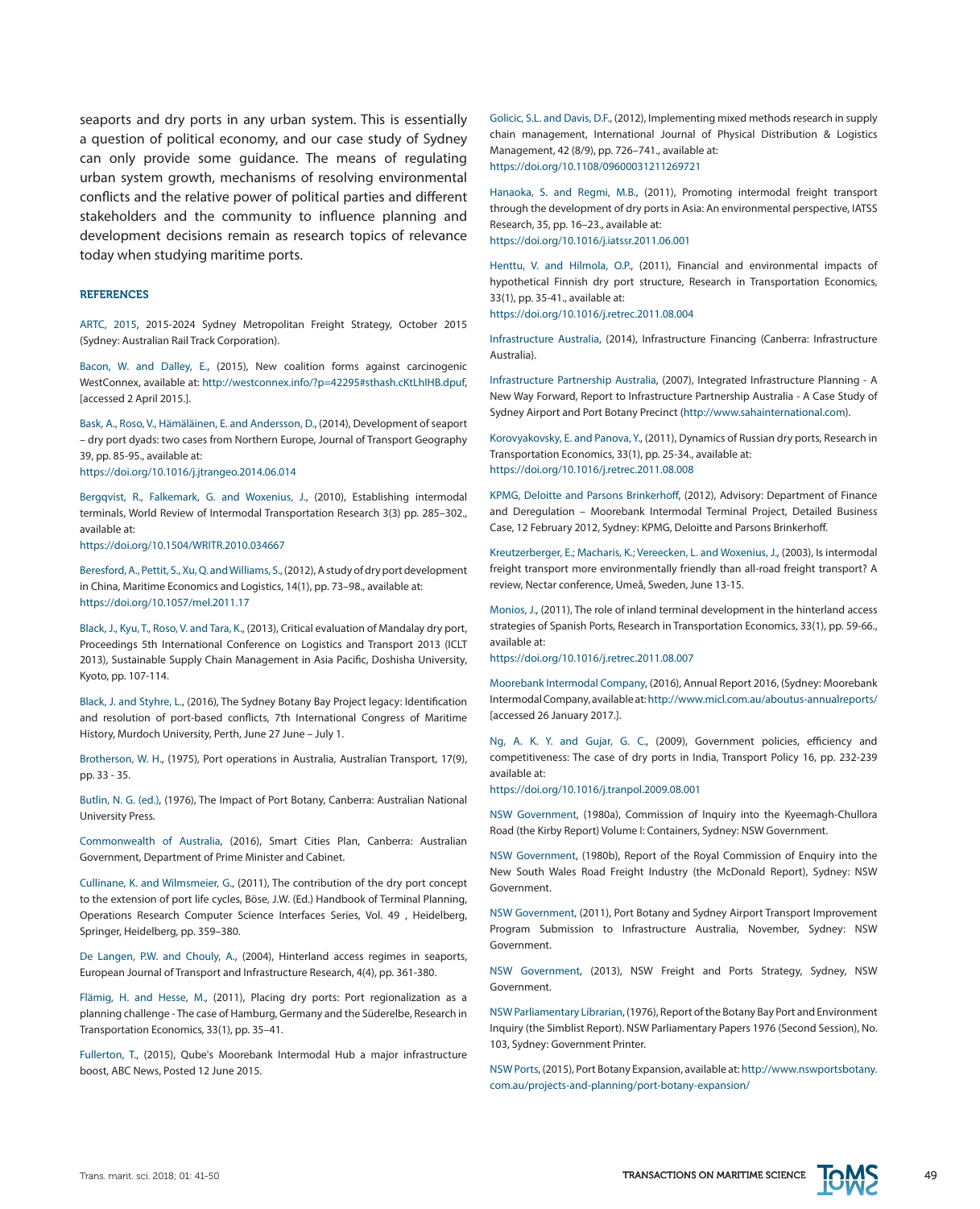seaports and dry ports in any urban system. This is essentially a question of political economy, and our case study of Sydney can only provide some guidance. The means of regulating urban system growth, mechanisms of resolving environmental conflicts and the relative power of political parties and different stakeholders and the community to influence planning and development decisions remain as research topics of relevance today when studying maritime ports.

### REFERENCES

ARTC, 2015, 2015-2024 Sydney Metropolitan Freight Strategy, October 2015 (Sydney: Australian Rail Track Corporation).

Bacon, W. and Dalley, E., (2015), New coalition forms against carcinogenic WestConnex, available at: http://westconnex.info/?p=42295#sthash.cKtLhIHB.dpuf, [accessed 2 April 2015.].

Bask, A., Roso, V., Hämäläinen, E. and Andersson, D., (2014), Development of seaport – dry port dyads: two cases from Northern Europe, Journal of Transport Geography 39, pp. 85-95., available at: https://doi.org/10.1016/j.jtrangeo.2014.06.014

Bergqvist, R., Falkemark, G. and Woxenius, J., (2010), Establishing intermodal terminals, World Review of Intermodal Transportation Research 3(3) pp. 285–302., available at: https://doi.org/10.1504/WRITR.2010.034667

Beresford, A., Pettit, S., Xu, Q. and Williams, S., (2012), A study of dry port development in China, Maritime Economics and Logistics, 14(1), pp. 73–98., available at: https://doi.org/10.1057/mel.2011.17

Black, J., Kyu, T., Roso, V. and Tara, K., (2013), Critical evaluation of Mandalay dry port, Proceedings 5th International Conference on Logistics and Transport 2013 (ICLT 2013), Sustainable Supply Chain Management in Asia Pacific, Doshisha University, Kyoto, pp. 107-114.

Black, J. and Styhre, L., (2016), The Sydney Botany Bay Project legacy: Identification and resolution of port-based conflicts, 7th International Congress of Maritime History, Murdoch University, Perth, June 27 June – July 1.

Brotherson, W. H., (1975), Port operations in Australia, Australian Transport, 17(9), pp. 33 - 35.

Butlin, N. G. (ed.), (1976), The Impact of Port Botany, Canberra: Australian National University Press.

Commonwealth of Australia, (2016), Smart Cities Plan, Canberra: Australian Government, Department of Prime Minister and Cabinet.

Cullinane, K. and Wilmsmeier, G., (2011), The contribution of the dry port concept to the extension of port life cycles, Böse, J.W. (Ed.) Handbook of Terminal Planning, Operations Research Computer Science Interfaces Series, Vol. 49 , Heidelberg, Springer, Heidelberg, pp. 359–380.

De Langen, P.W. and Chouly, A., (2004), Hinterland access regimes in seaports, European Journal of Transport and Infrastructure Research, 4(4), pp. 361-380.

Flämig, H. and Hesse, M., (2011), Placing dry ports: Port regionalization as a planning challenge - The case of Hamburg, Germany and the Süderelbe, Research in Transportation Economics, 33(1), pp. 35–41.

Fullerton, T., (2015), Qube's Moorebank Intermodal Hub a major infrastructure boost, ABC News, Posted 12 June 2015.

Golicic, S.L. and Davis, D.F., (2012), Implementing mixed methods research in supply chain management, International Journal of Physical Distribution & Logistics Management, 42 (8/9), pp. 726–741., available at: https://doi.org/10.1108/09600031211269721

Hanaoka, S. and Regmi, M.B., (2011), Promoting intermodal freight transport through the development of dry ports in Asia: An environmental perspective, IATSS Research, 35, pp. 16–23., available at: https://doi.org/10.1016/j.iatssr.2011.06.001

Henttu, V. and Hilmola, O.P., (2011), Financial and environmental impacts of hypothetical Finnish dry port structure, Research in Transportation Economics, 33(1), pp. 35-41., available at: https://doi.org/10.1016/j.retrec.2011.08.004

Infrastructure Australia, (2014), Infrastructure Financing (Canberra: Infrastructure Australia).

Infrastructure Partnership Australia, (2007), Integrated Infrastructure Planning - A New Way Forward, Report to Infrastructure Partnership Australia - A Case Study of Sydney Airport and Port Botany Precinct (http://www.sahainternational.com).

Korovyakovsky, E. and Panova, Y., (2011), Dynamics of Russian dry ports, Research in Transportation Economics, 33(1), pp. 25-34., available at: https://doi.org/10.1016/j.retrec.2011.08.008

KPMG, Deloitte and Parsons Brinkerhoff, (2012), Advisory: Department of Finance and Deregulation – Moorebank Intermodal Terminal Project, Detailed Business Case, 12 February 2012, Sydney: KPMG, Deloitte and Parsons Brinkerhoff.

Kreutzberger, E.; Macharis, K.; Vereecken, L. and Woxenius, J., (2003), Is intermodal freight transport more environmentally friendly than all-road freight transport? A review, Nectar conference, Umeå, Sweden, June 13-15.

Monios, J., (2011), The role of inland terminal development in the hinterland access strategies of Spanish Ports, Research in Transportation Economics, 33(1), pp. 59-66., available at: https://doi.org/10.1016/j.retrec.2011.08.007

Moorebank Intermodal Company, (2016), Annual Report 2016, (Sydney: Moorebank Intermodal Company, available at: http://www.micl.com.au/aboutus-annualreports/ [accessed 26 January 2017.].

Ng, A. K. Y. and Gujar, G. C., (2009), Government policies, efficiency and competitiveness: The case of dry ports in India, Transport Policy 16, pp. 232-239 available at: https://doi.org/10.1016/j.tranpol.2009.08.001

NSW Government, (1980a), Commission of Inquiry into the Kyeemagh-Chullora Road (the Kirby Report) Volume I: Containers, Sydney: NSW Government.

NSW Government, (1980b), Report of the Royal Commission of Enquiry into the New South Wales Road Freight Industry (the McDonald Report), Sydney: NSW Government.

NSW Government, (2011), Port Botany and Sydney Airport Transport Improvement Program Submission to Infrastructure Australia, November, Sydney: NSW Government.

NSW Government, (2013), NSW Freight and Ports Strategy, Sydney, NSW Government.

NSW Parliamentary Librarian, (1976), Report of the Botany Bay Port and Environment Inquiry (the Simblist Report). NSW Parliamentary Papers 1976 (Second Session), No. 103, Sydney: Government Printer.

NSW Ports, (2015), Port Botany Expansion, available at: http://www.nswportsbotany.com.au/projects-and-planning/port-botany-expansion/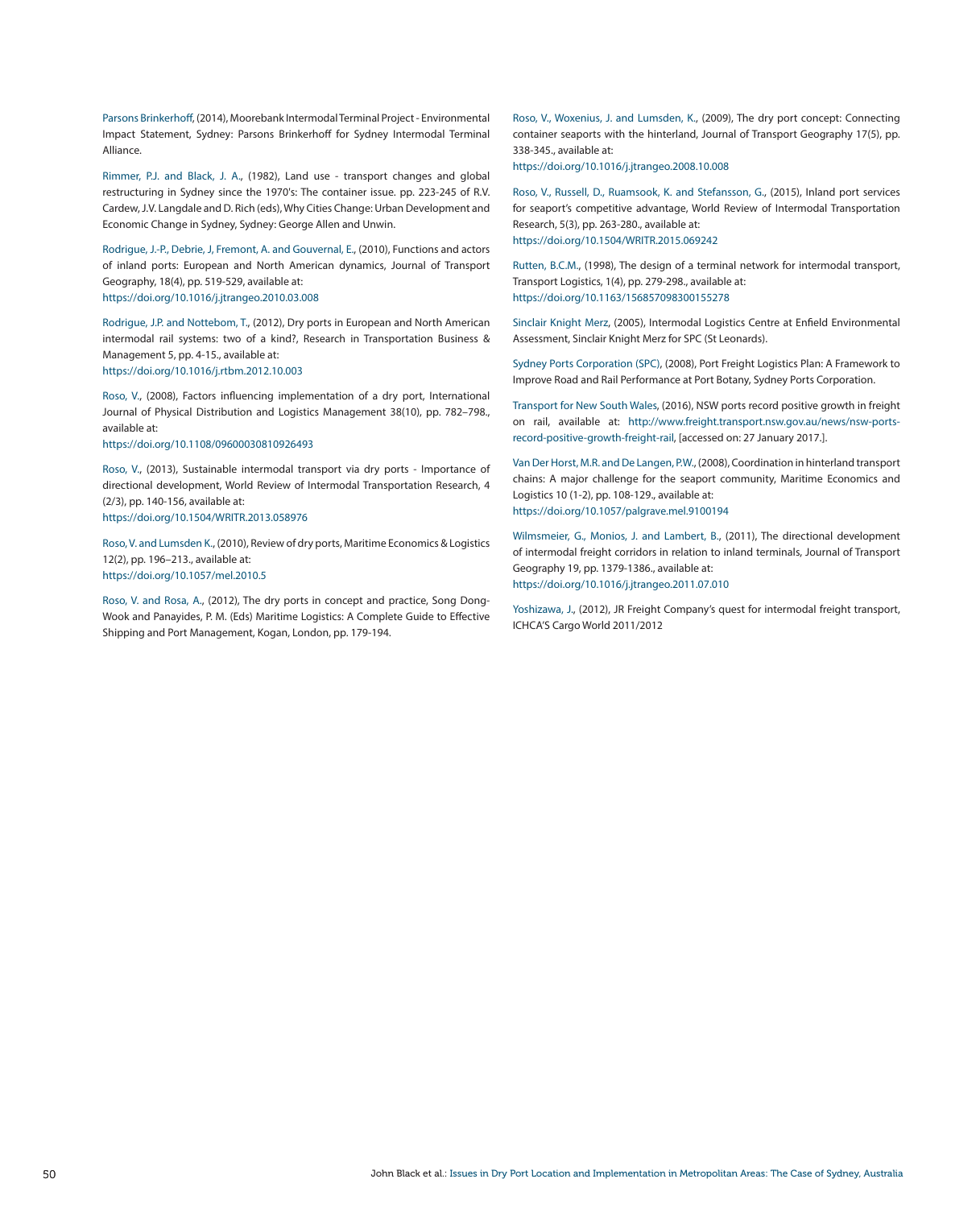Parsons Brinkerhoff, (2014), Moorebank Intermodal Terminal Project - Environmental Impact Statement, Sydney: Parsons Brinkerhoff for Sydney Intermodal Terminal Alliance.

Rimmer, P.J. and Black, J. A., (1982), Land use - transport changes and global restructuring in Sydney since the 1970's: The container issue. pp. 223-245 of R.V. Cardew, J.V. Langdale and D. Rich (eds), Why Cities Change: Urban Development and Economic Change in Sydney, Sydney: George Allen and Unwin.

Rodrigue, J.-P., Debrie, J, Fremont, A. and Gouvernal, E., (2010), Functions and actors of inland ports: European and North American dynamics, Journal of Transport Geography, 18(4), pp. 519-529, available at:
https://doi.org/10.1016/j.jtrangeo.2010.03.008

Rodrigue, J.P. and Nottebom, T., (2012), Dry ports in European and North American intermodal rail systems: two of a kind?, Research in Transportation Business & Management 5, pp. 4-15., available at:
https://doi.org/10.1016/j.rtbm.2012.10.003

Roso, V., (2008), Factors influencing implementation of a dry port, International Journal of Physical Distribution and Logistics Management 38(10), pp. 782–798., available at:
https://doi.org/10.1108/09600030810926493

Roso, V., (2013), Sustainable intermodal transport via dry ports - Importance of directional development, World Review of Intermodal Transportation Research, 4 (2/3), pp. 140-156, available at:
https://doi.org/10.1504/WRITR.2013.058976

Roso, V. and Lumsden K., (2010), Review of dry ports, Maritime Economics & Logistics 12(2), pp. 196–213., available at:
https://doi.org/10.1057/mel.2010.5

Roso, V. and Rosa, A., (2012), The dry ports in concept and practice, Song Dong-Wook and Panayides, P. M. (Eds) Maritime Logistics: A Complete Guide to Effective Shipping and Port Management, Kogan, London, pp. 179-194.

Roso, V., Woxenius, J. and Lumsden, K., (2009), The dry port concept: Connecting container seaports with the hinterland, Journal of Transport Geography 17(5), pp. 338-345., available at:
https://doi.org/10.1016/j.jtrangeo.2008.10.008

Roso, V., Russell, D., Ruamsook, K. and Stefansson, G., (2015), Inland port services for seaport's competitive advantage, World Review of Intermodal Transportation Research, 5(3), pp. 263-280., available at:
https://doi.org/10.1504/WRITR.2015.069242

Rutten, B.C.M., (1998), The design of a terminal network for intermodal transport, Transport Logistics, 1(4), pp. 279-298., available at:
https://doi.org/10.1163/156857098300155278

Sinclair Knight Merz, (2005), Intermodal Logistics Centre at Enfield Environmental Assessment, Sinclair Knight Merz for SPC (St Leonards).

Sydney Ports Corporation (SPC), (2008), Port Freight Logistics Plan: A Framework to Improve Road and Rail Performance at Port Botany, Sydney Ports Corporation.

Transport for New South Wales, (2016), NSW ports record positive growth in freight on rail, available at: http://www.freight.transport.nsw.gov.au/news/nsw-ports-record-positive-growth-freight-rail, [accessed on: 27 January 2017.].

Van Der Horst, M.R. and De Langen, P.W., (2008), Coordination in hinterland transport chains: A major challenge for the seaport community, Maritime Economics and Logistics 10 (1-2), pp. 108-129., available at:
https://doi.org/10.1057/palgrave.mel.9100194

Wilmsmeier, G., Monios, J. and Lambert, B., (2011), The directional development of intermodal freight corridors in relation to inland terminals, Journal of Transport Geography 19, pp. 1379-1386., available at:
https://doi.org/10.1016/j.jtrangeo.2011.07.010

Yoshizawa, J., (2012), JR Freight Company's quest for intermodal freight transport, ICHCA'S Cargo World 2011/2012